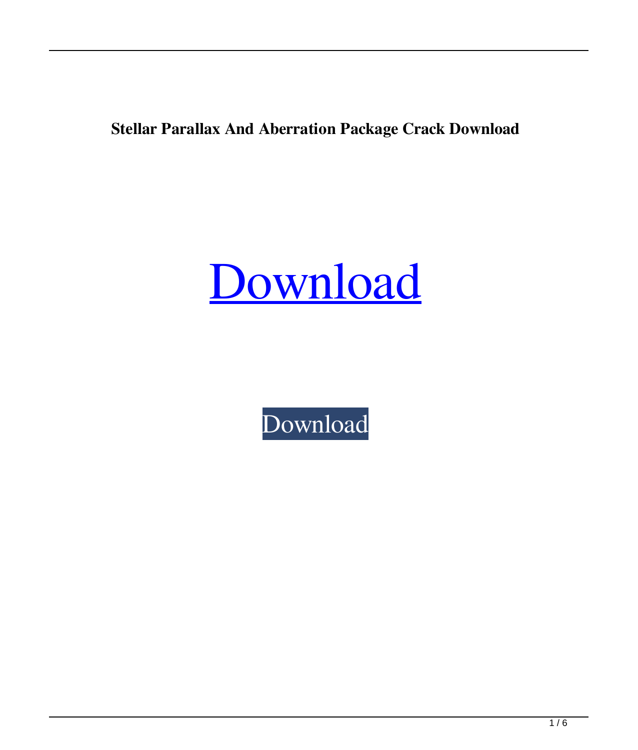**Stellar Parallax And Aberration Package Crack Download**

Download

Download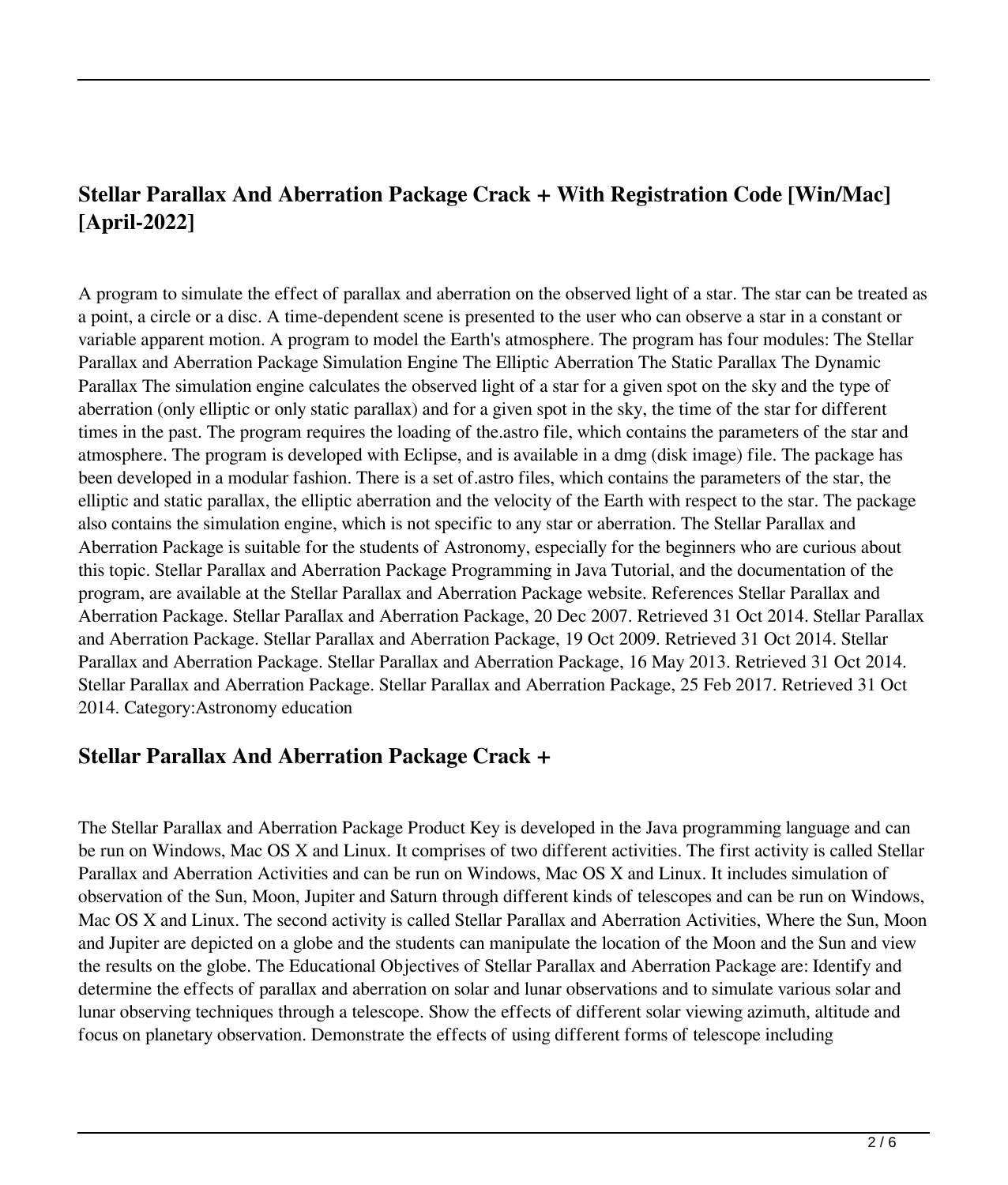## Stellar Parallax And Aberration Package Crack + With Registration Code [Win/Mac] [April-2022]

A program to simulate the effect of parallax and aberration on the observed light of a star. The star can be treated as a point, a circle or a disc. A time-dependent scene is presented to the user who can observe a star in a constant or variable apparent motion. A program to model the Earth's atmosphere. The program has four modules: The Stellar Parallax and Aberration Package Simulation Engine The Elliptic Aberration The Static Parallax The Dynamic Parallax The simulation engine calculates the observed light of a star for a given spot on the sky and the type of aberration (only elliptic or only static parallax) and for a given spot in the sky, the time of the star for different times in the past. The program requires the loading of the.astro file, which contains the parameters of the star and atmosphere. The program is developed with Eclipse, and is available in a dmg (disk image) file. The package has been developed in a modular fashion. There is a set of.astro files, which contains the parameters of the star, the elliptic and static parallax, the elliptic aberration and the velocity of the Earth with respect to the star. The package also contains the simulation engine, which is not specific to any star or aberration. The Stellar Parallax and Aberration Package is suitable for the students of Astronomy, especially for the beginners who are curious about this topic. Stellar Parallax and Aberration Package Programming in Java Tutorial, and the documentation of the program, are available at the Stellar Parallax and Aberration Package website. References Stellar Parallax and Aberration Package. Stellar Parallax and Aberration Package, 20 Dec 2007. Retrieved 31 Oct 2014. Stellar Parallax and Aberration Package. Stellar Parallax and Aberration Package, 19 Oct 2009. Retrieved 31 Oct 2014. Stellar Parallax and Aberration Package. Stellar Parallax and Aberration Package, 16 May 2013. Retrieved 31 Oct 2014. Stellar Parallax and Aberration Package. Stellar Parallax and Aberration Package, 25 Feb 2017. Retrieved 31 Oct 2014. Category:Astronomy education

## Stellar Parallax And Aberration Package Crack +

The Stellar Parallax and Aberration Package Product Key is developed in the Java programming language and can be run on Windows, Mac OS X and Linux. It comprises of two different activities. The first activity is called Stellar Parallax and Aberration Activities and can be run on Windows, Mac OS X and Linux. It includes simulation of observation of the Sun, Moon, Jupiter and Saturn through different kinds of telescopes and can be run on Windows, Mac OS X and Linux. The second activity is called Stellar Parallax and Aberration Activities, Where the Sun, Moon and Jupiter are depicted on a globe and the students can manipulate the location of the Moon and the Sun and view the results on the globe. The Educational Objectives of Stellar Parallax and Aberration Package are: Identify and determine the effects of parallax and aberration on solar and lunar observations and to simulate various solar and lunar observing techniques through a telescope. Show the effects of different solar viewing azimuth, altitude and focus on planetary observation. Demonstrate the effects of using different forms of telescope including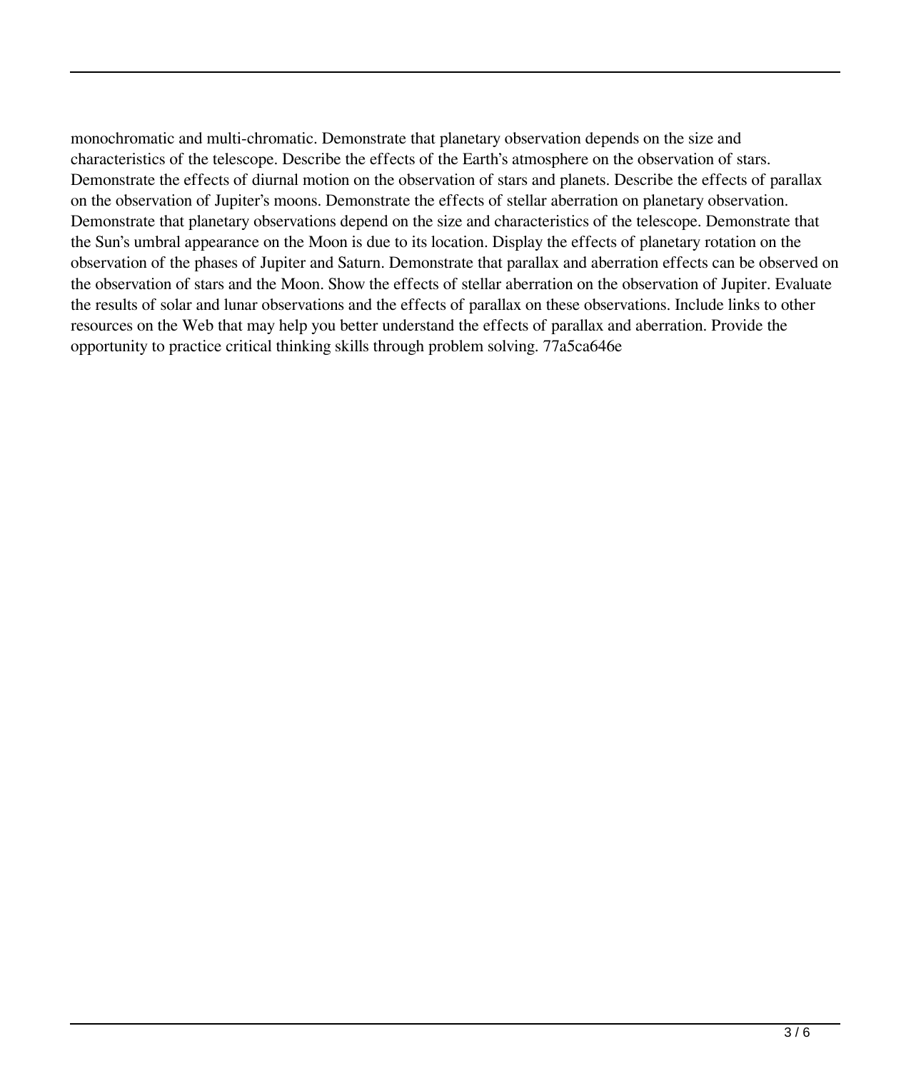monochromatic and multi-chromatic. Demonstrate that planetary observation depends on the size and characteristics of the telescope. Describe the effects of the Earth's atmosphere on the observation of stars. Demonstrate the effects of diurnal motion on the observation of stars and planets. Describe the effects of parallax on the observation of Jupiter's moons. Demonstrate the effects of stellar aberration on planetary observation. Demonstrate that planetary observations depend on the size and characteristics of the telescope. Demonstrate that the Sun's umbral appearance on the Moon is due to its location. Display the effects of planetary rotation on the observation of the phases of Jupiter and Saturn. Demonstrate that parallax and aberration effects can be observed on the observation of stars and the Moon. Show the effects of stellar aberration on the observation of Jupiter. Evaluate the results of solar and lunar observations and the effects of parallax on these observations. Include links to other resources on the Web that may help you better understand the effects of parallax and aberration. Provide the opportunity to practice critical thinking skills through problem solving. 77a5ca646e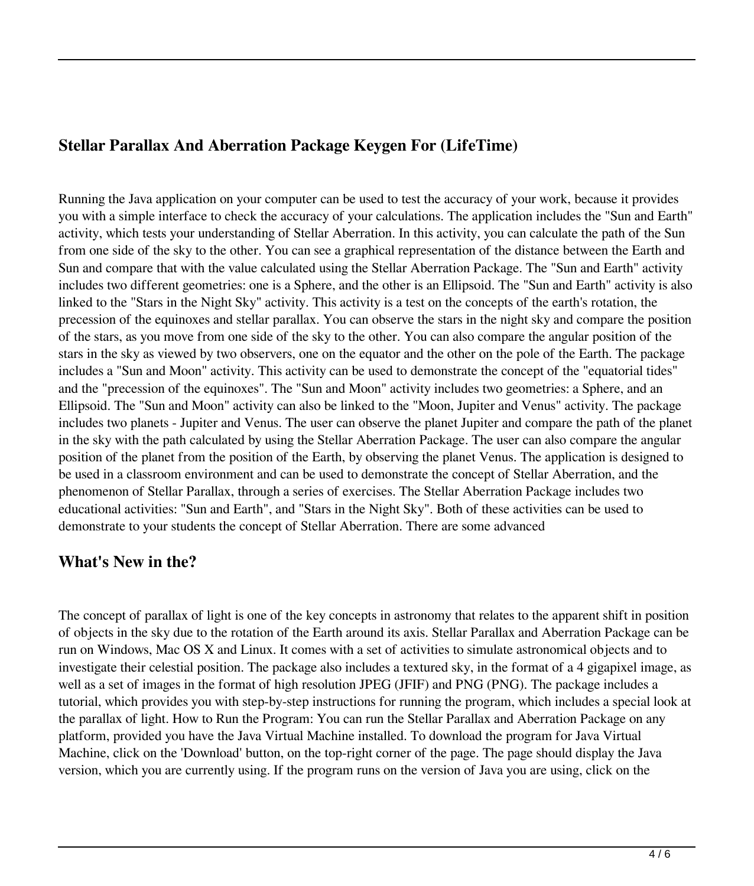## Stellar Parallax And Aberration Package Keygen For (LifeTime)

Running the Java application on your computer can be used to test the accuracy of your work, because it provides you with a simple interface to check the accuracy of your calculations. The application includes the "Sun and Earth" activity, which tests your understanding of Stellar Aberration. In this activity, you can calculate the path of the Sun from one side of the sky to the other. You can see a graphical representation of the distance between the Earth and Sun and compare that with the value calculated using the Stellar Aberration Package. The "Sun and Earth" activity includes two different geometries: one is a Sphere, and the other is an Ellipsoid. The "Sun and Earth" activity is also linked to the "Stars in the Night Sky" activity. This activity is a test on the concepts of the earth's rotation, the precession of the equinoxes and stellar parallax. You can observe the stars in the night sky and compare the position of the stars, as you move from one side of the sky to the other. You can also compare the angular position of the stars in the sky as viewed by two observers, one on the equator and the other on the pole of the Earth. The package includes a "Sun and Moon" activity. This activity can be used to demonstrate the concept of the "equatorial tides" and the "precession of the equinoxes". The "Sun and Moon" activity includes two geometries: a Sphere, and an Ellipsoid. The "Sun and Moon" activity can also be linked to the "Moon, Jupiter and Venus" activity. The package includes two planets - Jupiter and Venus. The user can observe the planet Jupiter and compare the path of the planet in the sky with the path calculated by using the Stellar Aberration Package. The user can also compare the angular position of the planet from the position of the Earth, by observing the planet Venus. The application is designed to be used in a classroom environment and can be used to demonstrate the concept of Stellar Aberration, and the phenomenon of Stellar Parallax, through a series of exercises. The Stellar Aberration Package includes two educational activities: "Sun and Earth", and "Stars in the Night Sky". Both of these activities can be used to demonstrate to your students the concept of Stellar Aberration. There are some advanced

## What's New in the?

The concept of parallax of light is one of the key concepts in astronomy that relates to the apparent shift in position of objects in the sky due to the rotation of the Earth around its axis. Stellar Parallax and Aberration Package can be run on Windows, Mac OS X and Linux. It comes with a set of activities to simulate astronomical objects and to investigate their celestial position. The package also includes a textured sky, in the format of a 4 gigapixel image, as well as a set of images in the format of high resolution JPEG (JFIF) and PNG (PNG). The package includes a tutorial, which provides you with step-by-step instructions for running the program, which includes a special look at the parallax of light. How to Run the Program: You can run the Stellar Parallax and Aberration Package on any platform, provided you have the Java Virtual Machine installed. To download the program for Java Virtual Machine, click on the 'Download' button, on the top-right corner of the page. The page should display the Java version, which you are currently using. If the program runs on the version of Java you are using, click on the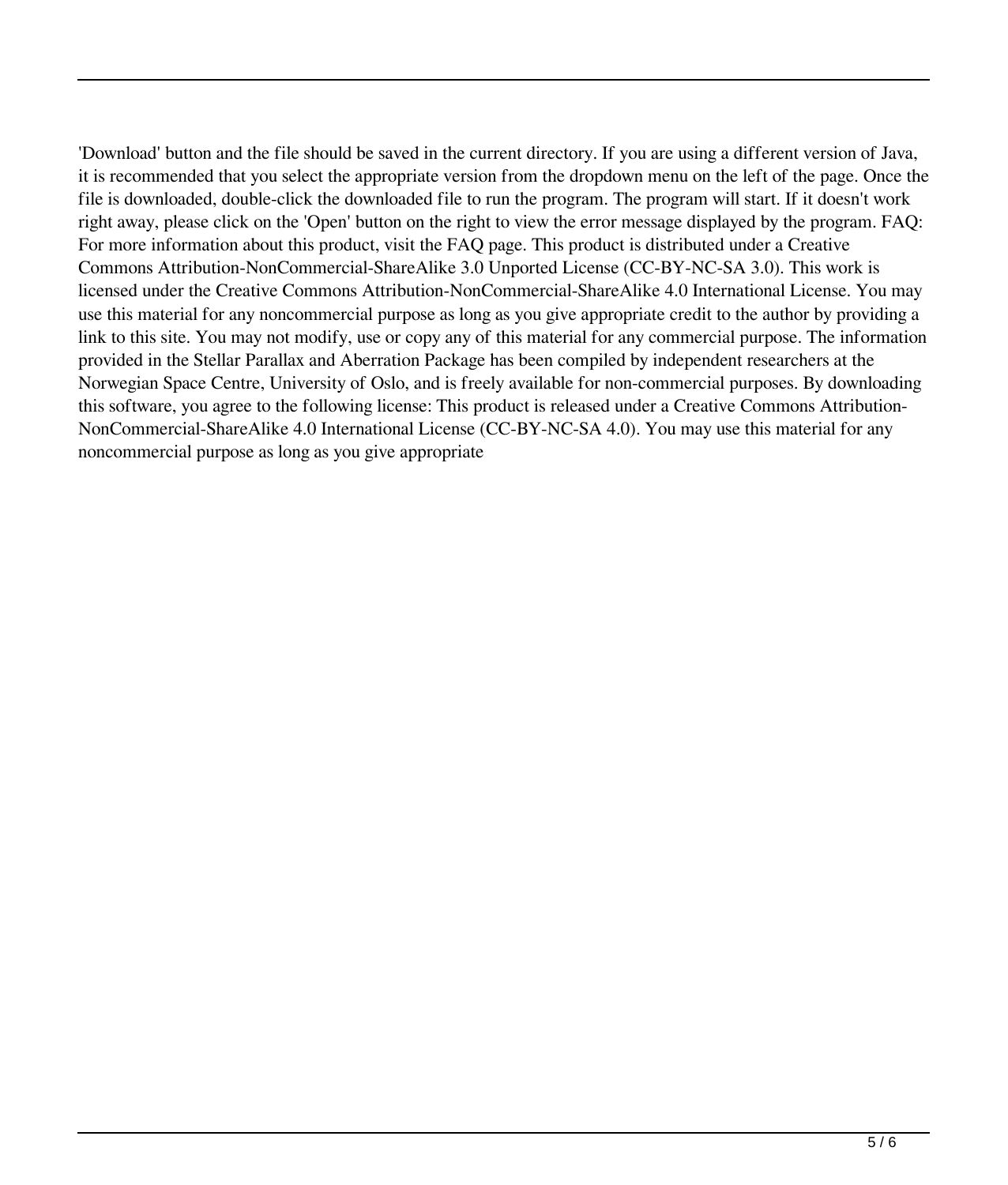'Download' button and the file should be saved in the current directory. If you are using a different version of Java, it is recommended that you select the appropriate version from the dropdown menu on the left of the page. Once the file is downloaded, double-click the downloaded file to run the program. The program will start. If it doesn't work right away, please click on the 'Open' button on the right to view the error message displayed by the program. FAQ: For more information about this product, visit the FAQ page. This product is distributed under a Creative Commons Attribution-NonCommercial-ShareAlike 3.0 Unported License (CC-BY-NC-SA 3.0). This work is licensed under the Creative Commons Attribution-NonCommercial-ShareAlike 4.0 International License. You may use this material for any noncommercial purpose as long as you give appropriate credit to the author by providing a link to this site. You may not modify, use or copy any of this material for any commercial purpose. The information provided in the Stellar Parallax and Aberration Package has been compiled by independent researchers at the Norwegian Space Centre, University of Oslo, and is freely available for non-commercial purposes. By downloading this software, you agree to the following license: This product is released under a Creative Commons Attribution-NonCommercial-ShareAlike 4.0 International License (CC-BY-NC-SA 4.0). You may use this material for any noncommercial purpose as long as you give appropriate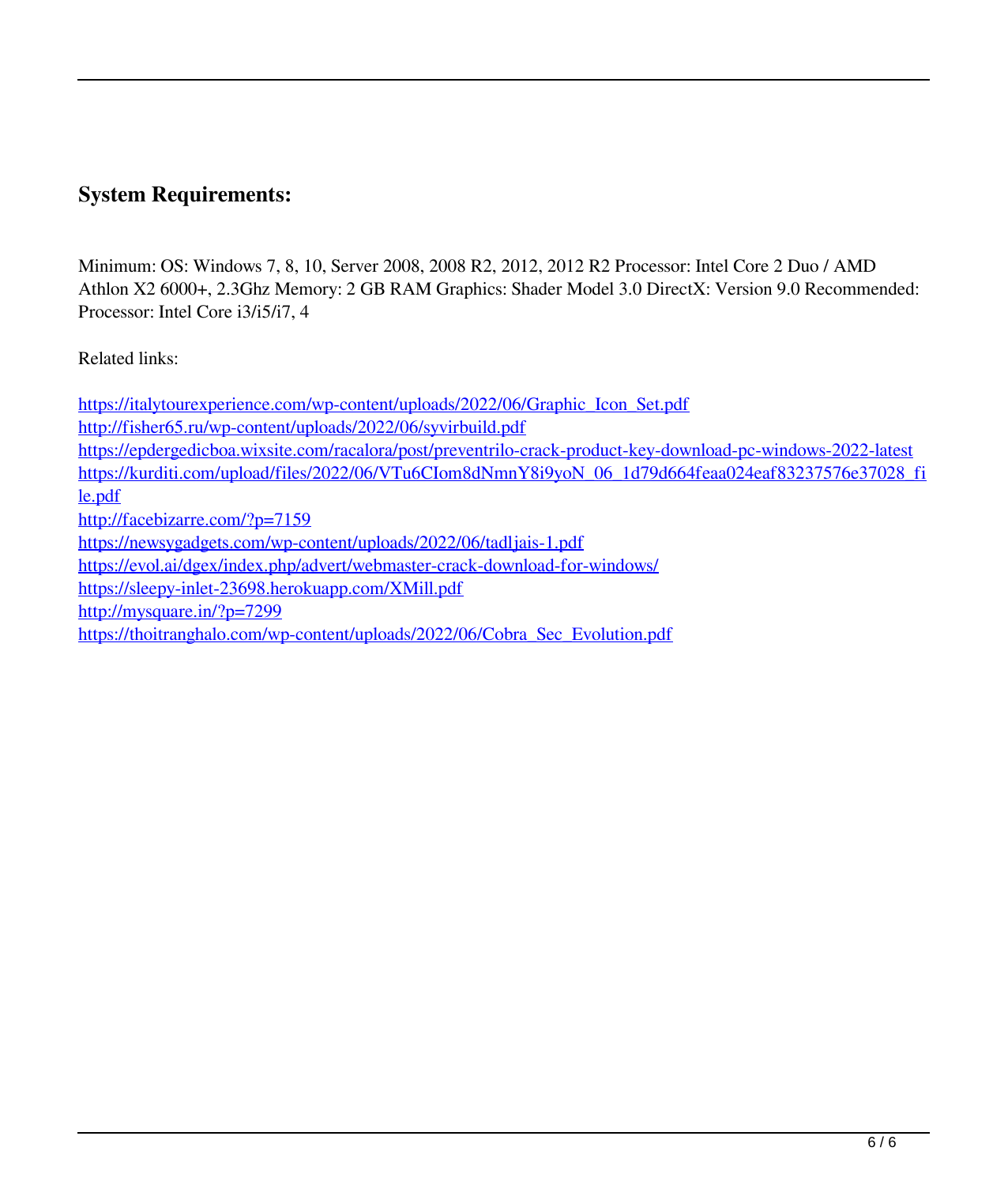## System Requirements:

Minimum: OS: Windows 7, 8, 10, Server 2008, 2008 R2, 2012, 2012 R2 Processor: Intel Core 2 Duo / AMD Athlon X2 6000+, 2.3Ghz Memory: 2 GB RAM Graphics: Shader Model 3.0 DirectX: Version 9.0 Recommended: Processor: Intel Core i3/i5/i7, 4

Related links:

https://italytourexperience.com/wp-content/uploads/2022/06/Graphic_Icon_Set.pdf
http://fisher65.ru/wp-content/uploads/2022/06/syvirbuild.pdf
https://epdergedicboa.wixsite.com/racalora/post/preventrilo-crack-product-key-download-pc-windows-2022-latest
https://kurditi.com/upload/files/2022/06/VTu6CIom8dNmnY8i9yoN_06_1d79d664feaa024eaf83237576e37028_file.pdf
http://facebizarre.com/?p=7159
https://newsygadgets.com/wp-content/uploads/2022/06/tadljais-1.pdf
https://evol.ai/dgex/index.php/advert/webmaster-crack-download-for-windows/
https://sleepy-inlet-23698.herokuapp.com/XMill.pdf
http://mysquare.in/?p=7299
https://thoitranghalo.com/wp-content/uploads/2022/06/Cobra_Sec_Evolution.pdf